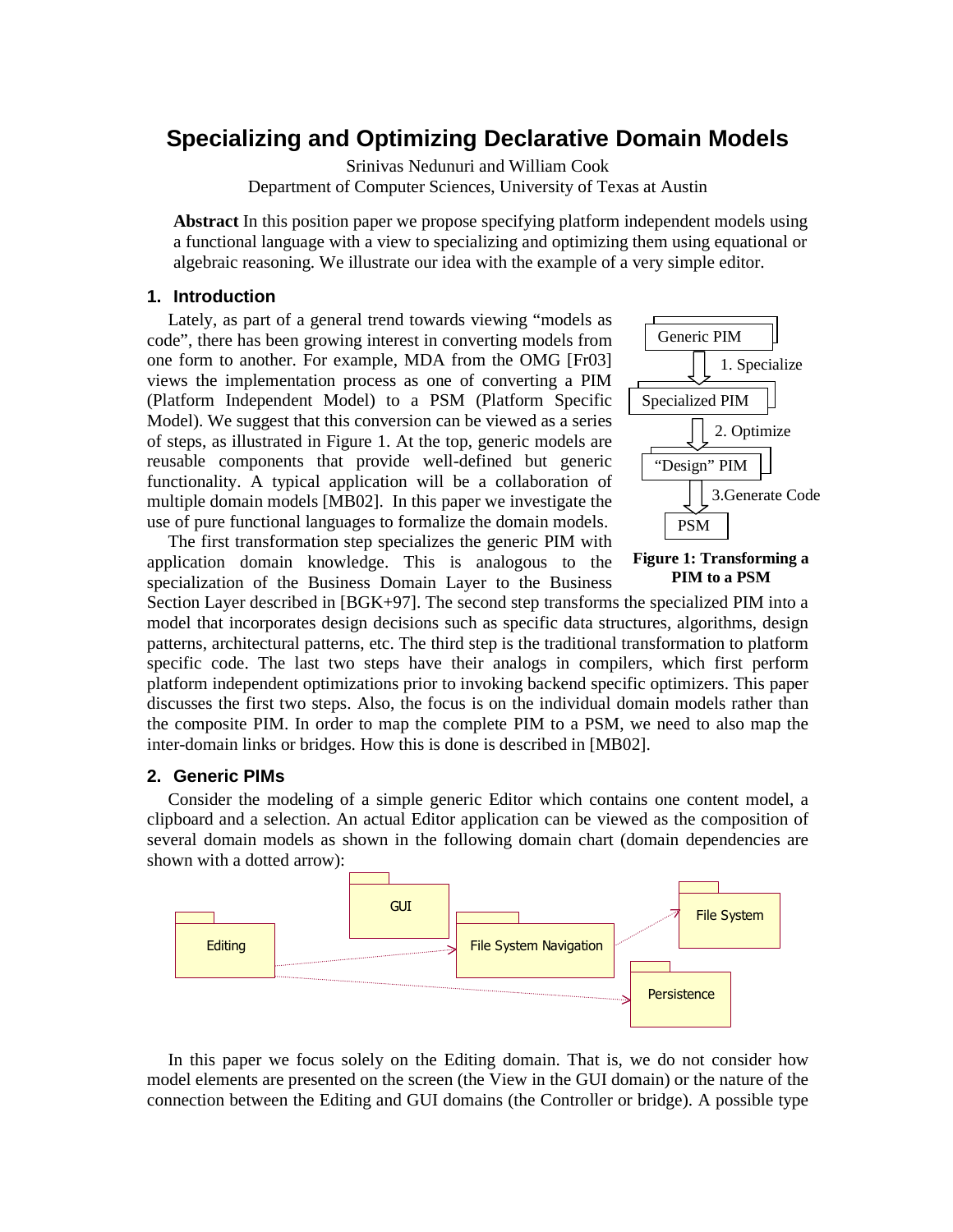# Specializing and Optimizing Declarative Domain Models

Srinivas Nedunuri and William Cook
Department of Computer Sciences, University of Texas at Austin

**Abstract** In this position paper we propose specifying platform independent models using a functional language with a view to specializing and optimizing them using equational or algebraic reasoning. We illustrate our idea with the example of a very simple editor.

## 1. Introduction

Lately, as part of a general trend towards viewing "models as code", there has been growing interest in converting models from one form to another. For example, MDA from the OMG [Fr03] views the implementation process as one of converting a PIM (Platform Independent Model) to a PSM (Platform Specific Model). We suggest that this conversion can be viewed as a series of steps, as illustrated in Figure 1. At the top, generic models are reusable components that provide well-defined but generic functionality. A typical application will be a collaboration of multiple domain models [MB02]. In this paper we investigate the use of pure functional languages to formalize the domain models.

Generic PIM
1. Specialize
Specialized PIM
2. Optimize
"Design" PIM
3.Generate Code
PSM

**Figure 1: Transforming a PIM to a PSM**

The first transformation step specializes the generic PIM with application domain knowledge. This is analogous to the specialization of the Business Domain Layer to the Business Section Layer described in [BGK+97]. The second step transforms the specialized PIM into a model that incorporates design decisions such as specific data structures, algorithms, design patterns, architectural patterns, etc. The third step is the traditional transformation to platform specific code. The last two steps have their analogs in compilers, which first perform platform independent optimizations prior to invoking backend specific optimizers. This paper discusses the first two steps. Also, the focus is on the individual domain models rather than the composite PIM. In order to map the complete PIM to a PSM, we need to also map the inter-domain links or bridges. How this is done is described in [MB02].

## 2. Generic PIMs

Consider the modeling of a simple generic Editor which contains one content model, a clipboard and a selection. An actual Editor application can be viewed as the composition of several domain models as shown in the following domain chart (domain dependencies are shown with a dotted arrow):

GUI
Editing
File System Navigation
File System
Persistence

In this paper we focus solely on the Editing domain. That is, we do not consider how model elements are presented on the screen (the View in the GUI domain) or the nature of the connection between the Editing and GUI domains (the Controller or bridge). A possible type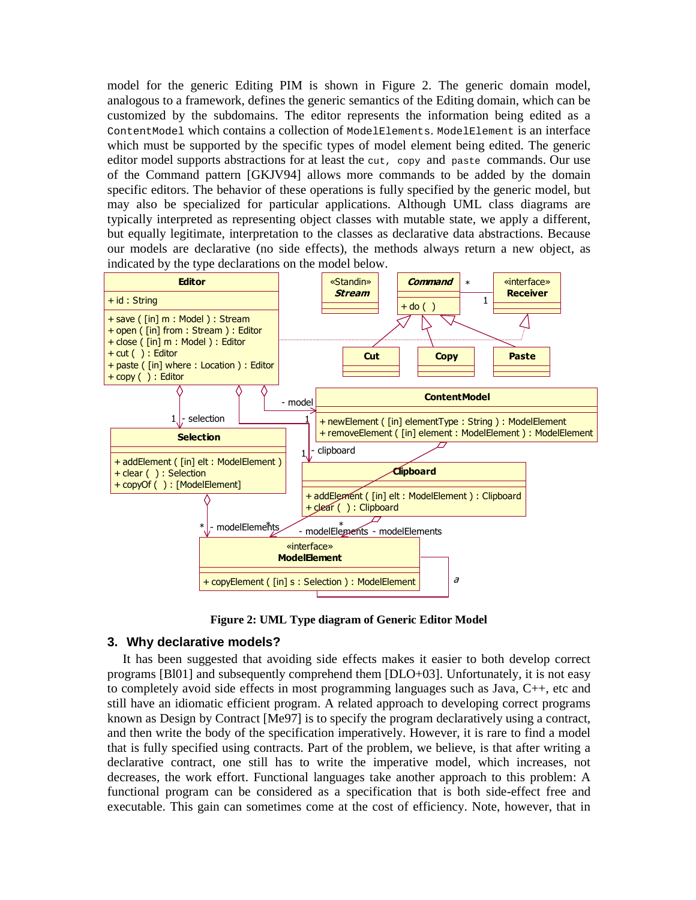model for the generic Editing PIM is shown in Figure 2. The generic domain model, analogous to a framework, defines the generic semantics of the Editing domain, which can be customized by the subdomains. The editor represents the information being edited as a `ContentModel` which contains a collection of `ModelElements`. `ModelElement` is an interface which must be supported by the specific types of model element being edited. The generic editor model supports abstractions for at least the `cut`, `copy` and `paste` commands. Our use of the Command pattern [GKJV94] allows more commands to be added by the domain specific editors. The behavior of these operations is fully specified by the generic model, but may also be specialized for particular applications. Although UML class diagrams are typically interpreted as representing object classes with mutable state, we apply a different, but equally legitimate, interpretation to the classes as declarative data abstractions. Because our models are declarative (no side effects), the methods always return a new object, as indicated by the type declarations on the model below.

**Figure 2: UML Type diagram of Generic Editor Model**

## 3. Why declarative models?

It has been suggested that avoiding side effects makes it easier to both develop correct programs [Bl01] and subsequently comprehend them [DLO+03]. Unfortunately, it is not easy to completely avoid side effects in most programming languages such as Java, C++, etc and still have an idiomatic efficient program. A related approach to developing correct programs known as Design by Contract [Me97] is to specify the program declaratively using a contract, and then write the body of the specification imperatively. However, it is rare to find a model that is fully specified using contracts. Part of the problem, we believe, is that after writing a declarative contract, one still has to write the imperative model, which increases, not decreases, the work effort. Functional languages take another approach to this problem: A functional program can be considered as a specification that is both side-effect free and executable. This gain can sometimes come at the cost of efficiency. Note, however, that in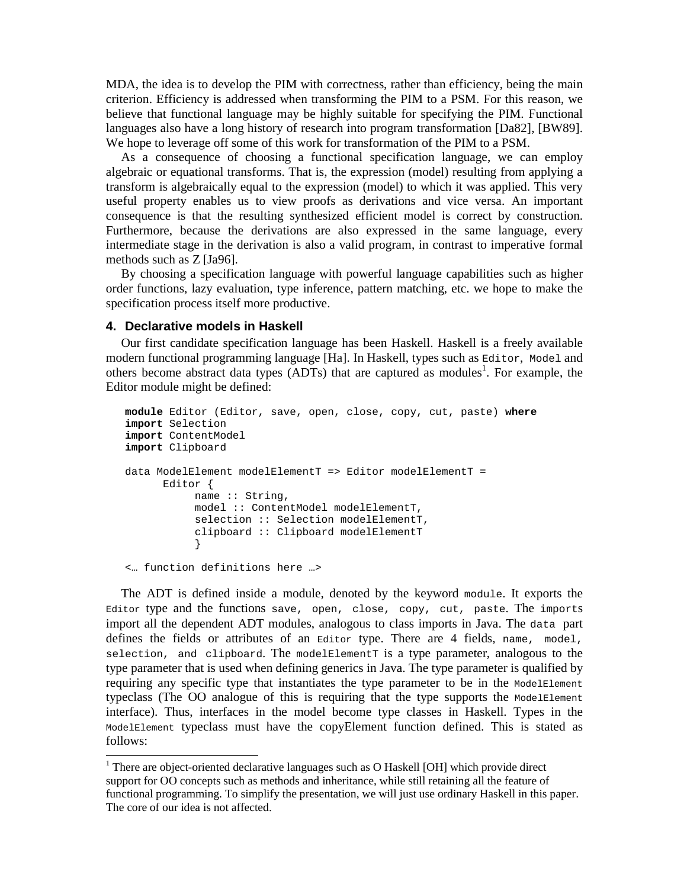MDA, the idea is to develop the PIM with correctness, rather than efficiency, being the main criterion. Efficiency is addressed when transforming the PIM to a PSM. For this reason, we believe that functional language may be highly suitable for specifying the PIM. Functional languages also have a long history of research into program transformation [Da82], [BW89]. We hope to leverage off some of this work for transformation of the PIM to a PSM.

As a consequence of choosing a functional specification language, we can employ algebraic or equational transforms. That is, the expression (model) resulting from applying a transform is algebraically equal to the expression (model) to which it was applied. This very useful property enables us to view proofs as derivations and vice versa. An important consequence is that the resulting synthesized efficient model is correct by construction. Furthermore, because the derivations are also expressed in the same language, every intermediate stage in the derivation is also a valid program, in contrast to imperative formal methods such as Z [Ja96].

By choosing a specification language with powerful language capabilities such as higher order functions, lazy evaluation, type inference, pattern matching, etc. we hope to make the specification process itself more productive.

## 4. Declarative models in Haskell

Our first candidate specification language has been Haskell. Haskell is a freely available modern functional programming language [Ha]. In Haskell, types such as `Editor`, `Model` and others become abstract data types (ADTs) that are captured as modules[1]. For example, the Editor module might be defined:

```
module Editor (Editor, save, open, close, copy, cut, paste) where
import Selection
import ContentModel
import Clipboard

data ModelElement modelElementT => Editor modelElementT =
      Editor {
            name :: String,
            model :: ContentModel modelElementT,
            selection :: Selection modelElementT,
            clipboard :: Clipboard modelElementT
            }

<… function definitions here …>
```

The ADT is defined inside a module, denoted by the keyword `module`. It exports the `Editor` type and the functions `save, open, close, copy, cut, paste`. The `imports` import all the dependent ADT modules, analogous to class imports in Java. The `data` part defines the fields or attributes of an `Editor` type. There are 4 fields, `name, model, selection, and clipboard`. The `modelElementT` is a type parameter, analogous to the type parameter that is used when defining generics in Java. The type parameter is qualified by requiring any specific type that instantiates the type parameter to be in the `ModelElement` typeclass (The OO analogue of this is requiring that the type supports the `ModelElement` interface). Thus, interfaces in the model become type classes in Haskell. Types in the `ModelElement` typeclass must have the copyElement function defined. This is stated as follows:

[1] There are object-oriented declarative languages such as O Haskell [OH] which provide direct support for OO concepts such as methods and inheritance, while still retaining all the feature of functional programming. To simplify the presentation, we will just use ordinary Haskell in this paper. The core of our idea is not affected.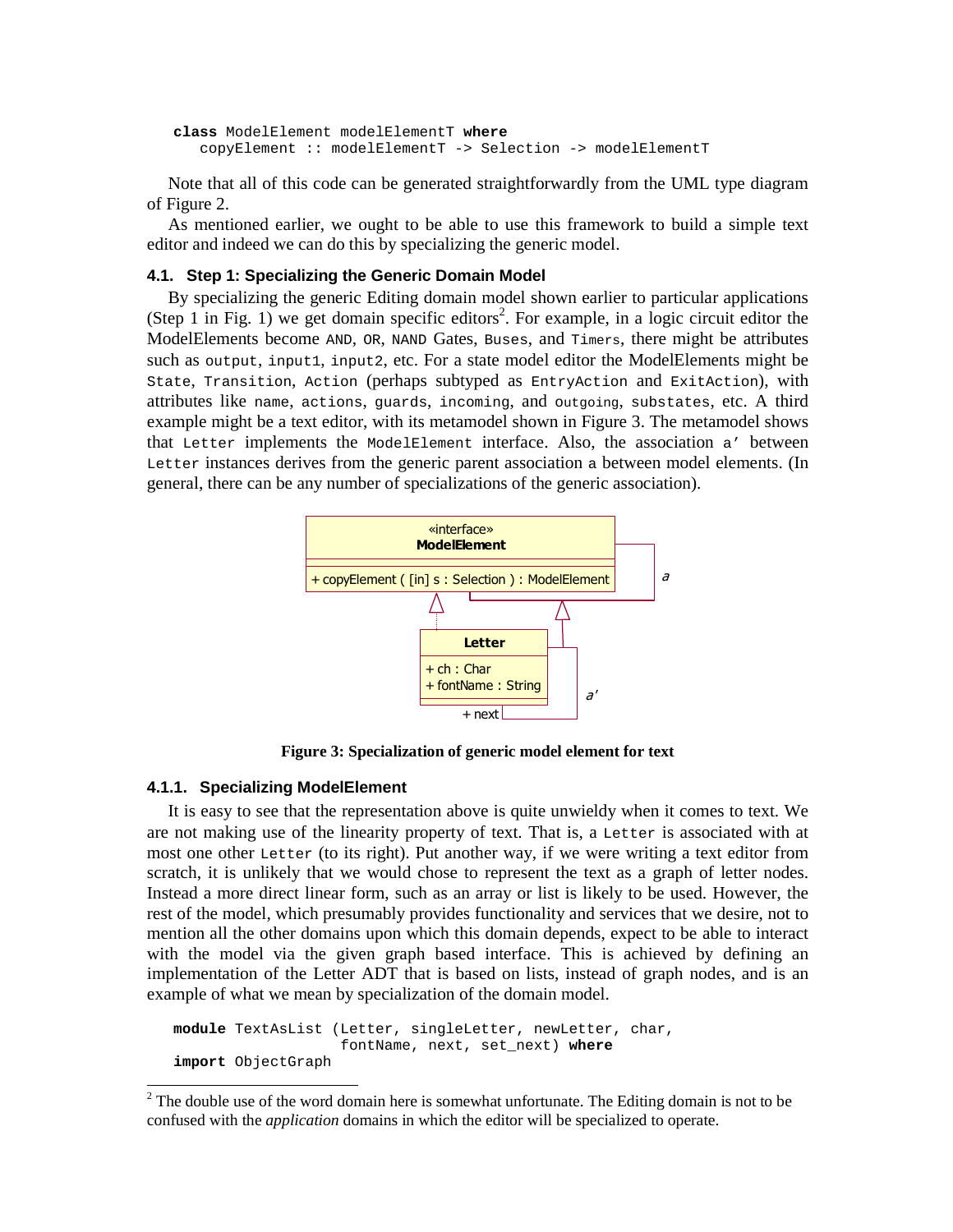```
class ModelElement modelElementT where
   copyElement :: modelElementT -> Selection -> modelElementT
```

Note that all of this code can be generated straightforwardly from the UML type diagram of Figure 2.

As mentioned earlier, we ought to be able to use this framework to build a simple text editor and indeed we can do this by specializing the generic model.

### 4.1. Step 1: Specializing the Generic Domain Model

By specializing the generic Editing domain model shown earlier to particular applications (Step 1 in Fig. 1) we get domain specific editors[2]. For example, in a logic circuit editor the ModelElements become `AND`, `OR`, `NAND` Gates, `Buses`, and `Timers`, there might be attributes such as `output`, `input1`, `input2`, etc. For a state model editor the ModelElements might be `State`, `Transition`, `Action` (perhaps subtyped as `EntryAction` and `ExitAction`), with attributes like `name`, `actions`, `guards`, `incoming`, and `outgoing`, `substates`, etc. A third example might be a text editor, with its metamodel shown in Figure 3. The metamodel shows that `Letter` implements the `ModelElement` interface. Also, the association `a′` between `Letter` instances derives from the generic parent association `a` between model elements. (In general, there can be any number of specializations of the generic association).

**Figure 3: Specialization of generic model element for text**

#### 4.1.1. Specializing ModelElement

It is easy to see that the representation above is quite unwieldy when it comes to text. We are not making use of the linearity property of text. That is, a `Letter` is associated with at most one other `Letter` (to its right). Put another way, if we were writing a text editor from scratch, it is unlikely that we would chose to represent the text as a graph of letter nodes. Instead a more direct linear form, such as an array or list is likely to be used. However, the rest of the model, which presumably provides functionality and services that we desire, not to mention all the other domains upon which this domain depends, expect to be able to interact with the model via the given graph based interface. This is achieved by defining an implementation of the Letter ADT that is based on lists, instead of graph nodes, and is an example of what we mean by specialization of the domain model.

```
module TextAsList (Letter, singleLetter, newLetter, char,
                   fontName, next, set_next) where
import ObjectGraph
```

[2] The double use of the word domain here is somewhat unfortunate. The Editing domain is not to be confused with the *application* domains in which the editor will be specialized to operate.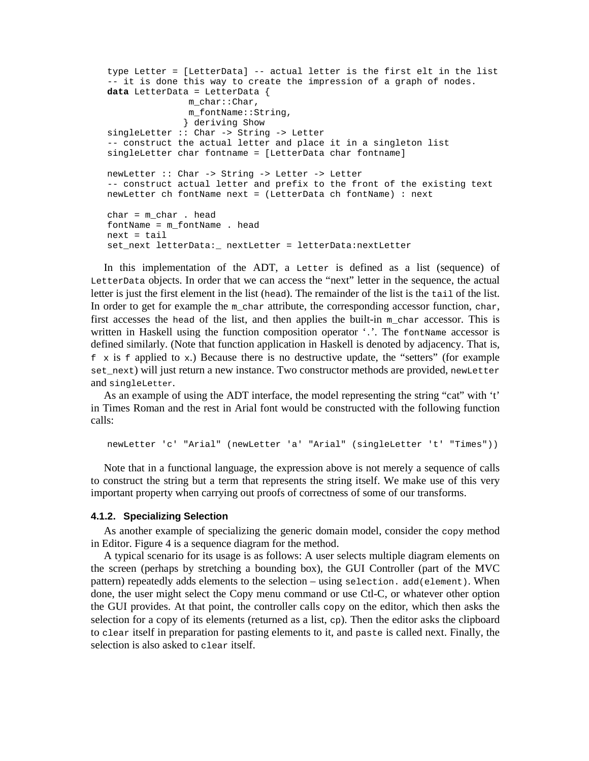```
type Letter = [LetterData] -- actual letter is the first elt in the list
-- it is done this way to create the impression of a graph of nodes.
data LetterData = LetterData {
                m_char::Char,
                m_fontName::String,
               } deriving Show
singleLetter :: Char -> String -> Letter
-- construct the actual letter and place it in a singleton list
singleLetter char fontname = [LetterData char fontname]

newLetter :: Char -> String -> Letter -> Letter
-- construct actual letter and prefix to the front of the existing text
newLetter ch fontName next = (LetterData ch fontName) : next

char = m_char . head
fontName = m_fontName . head
next = tail
set_next letterData:_ nextLetter = letterData:nextLetter
```

In this implementation of the ADT, a `Letter` is defined as a list (sequence) of `LetterData` objects. In order that we can access the "next" letter in the sequence, the actual letter is just the first element in the list (`head`). The remainder of the list is the `tail` of the list. In order to get for example the `m_char` attribute, the corresponding accessor function, `char`, first accesses the `head` of the list, and then applies the built-in `m_char` accessor. This is written in Haskell using the function composition operator '`.`'. The `fontName` accessor is defined similarly. (Note that function application in Haskell is denoted by adjacency. That is, `f x` is `f` applied to `x`.) Because there is no destructive update, the "setters" (for example `set_next`) will just return a new instance. Two constructor methods are provided, `newLetter` and `singleLetter`.

As an example of using the ADT interface, the model representing the string "cat" with 't' in Times Roman and the rest in Arial font would be constructed with the following function calls:

```
newLetter 'c' "Arial" (newLetter 'a' "Arial" (singleLetter 't' "Times"))
```

Note that in a functional language, the expression above is not merely a sequence of calls to construct the string but a term that represents the string itself. We make use of this very important property when carrying out proofs of correctness of some of our transforms.

### 4.1.2. Specializing Selection

As another example of specializing the generic domain model, consider the `copy` method in Editor. Figure 4 is a sequence diagram for the method.

A typical scenario for its usage is as follows: A user selects multiple diagram elements on the screen (perhaps by stretching a bounding box), the GUI Controller (part of the MVC pattern) repeatedly adds elements to the selection – using `selection. add(element)`. When done, the user might select the Copy menu command or use Ctl-C, or whatever other option the GUI provides. At that point, the controller calls `copy` on the editor, which then asks the selection for a copy of its elements (returned as a list, `cp`). Then the editor asks the clipboard to `clear` itself in preparation for pasting elements to it, and `paste` is called next. Finally, the selection is also asked to `clear` itself.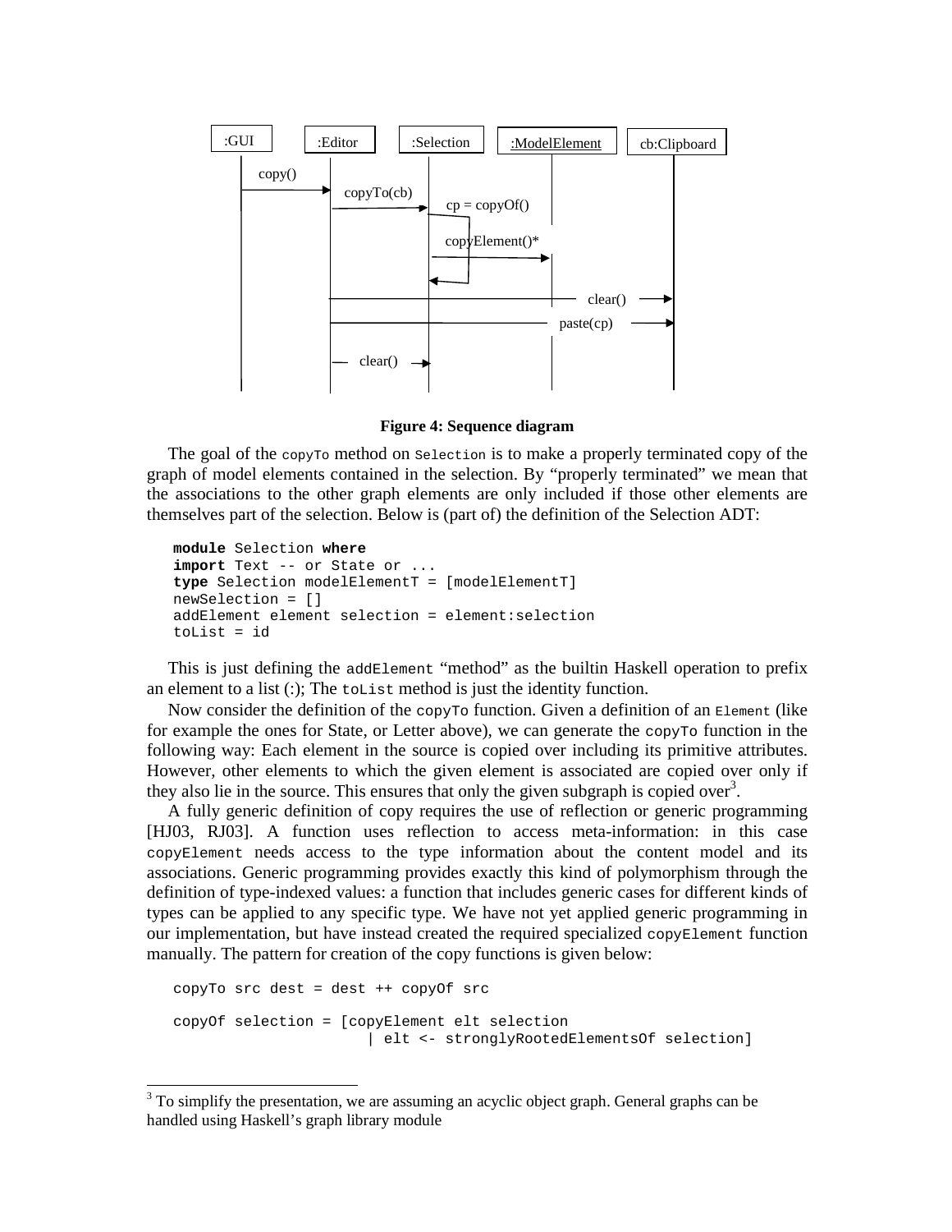:GUI :Editor :Selection :ModelElement cb:Clipboard

copy()

copyTo(cb)

cp = copyOf()

copyElement()*

clear()

paste(cp)

clear()

**Figure 4: Sequence diagram**

The goal of the `copyTo` method on `Selection` is to make a properly terminated copy of the graph of model elements contained in the selection. By “properly terminated” we mean that the associations to the other graph elements are only included if those other elements are themselves part of the selection. Below is (part of) the definition of the Selection ADT:

```
module Selection where
import Text -- or State or ...
type Selection modelElementT = [modelElementT]
newSelection = []
addElement element selection = element:selection
toList = id
```

This is just defining the `addElement` “method” as the builtin Haskell operation to prefix an element to a list (:); The `toList` method is just the identity function.

Now consider the definition of the `copyTo` function. Given a definition of an `Element` (like for example the ones for State, or Letter above), we can generate the `copyTo` function in the following way: Each element in the source is copied over including its primitive attributes. However, other elements to which the given element is associated are copied over only if they also lie in the source. This ensures that only the given subgraph is copied over[3].

A fully generic definition of copy requires the use of reflection or generic programming [HJ03, RJ03]. A function uses reflection to access meta-information: in this case `copyElement` needs access to the type information about the content model and its associations. Generic programming provides exactly this kind of polymorphism through the definition of type-indexed values: a function that includes generic cases for different kinds of types can be applied to any specific type. We have not yet applied generic programming in our implementation, but have instead created the required specialized `copyElement` function manually. The pattern for creation of the copy functions is given below:

```
copyTo src dest = dest ++ copyOf src

copyOf selection = [copyElement elt selection
                      | elt <- stronglyRootedElementsOf selection]
```

[3] To simplify the presentation, we are assuming an acyclic object graph. General graphs can be handled using Haskell’s graph library module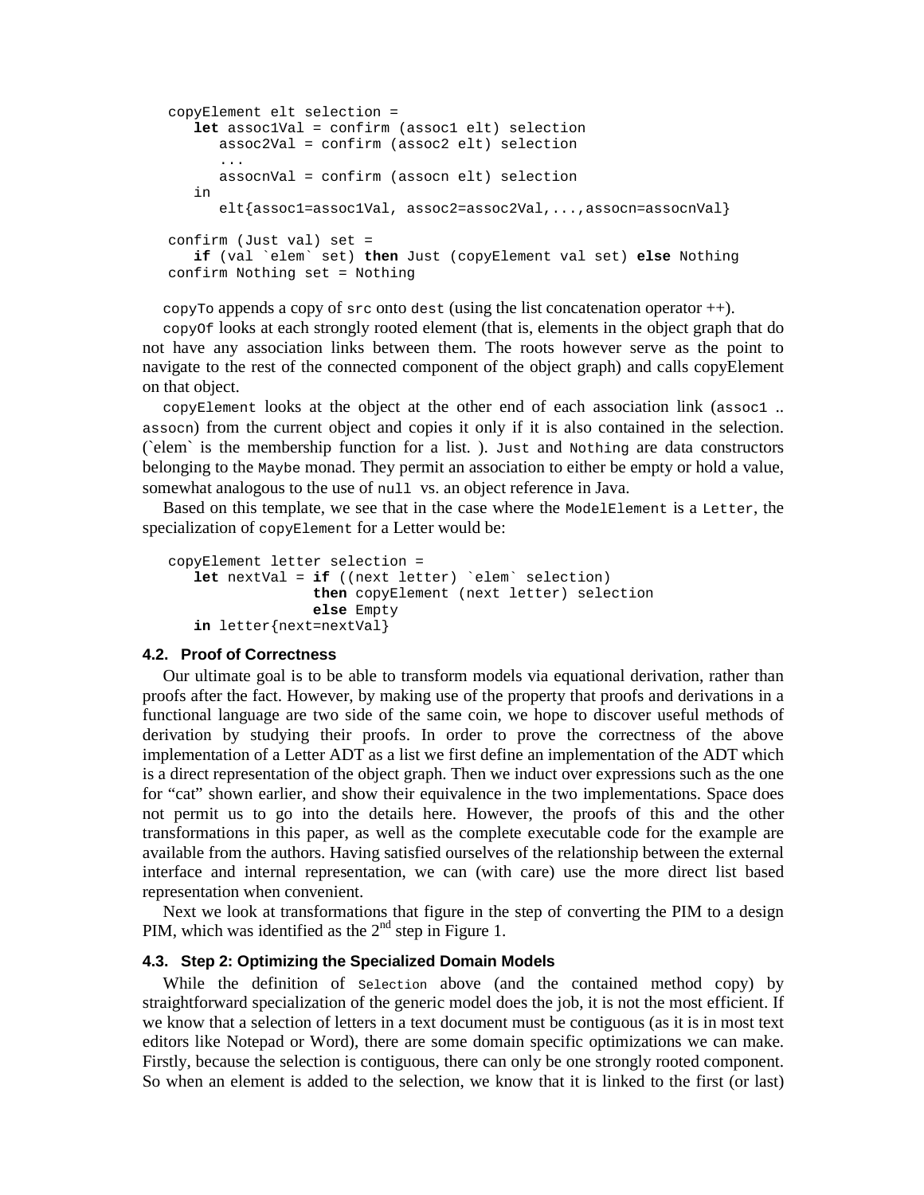```
copyElement elt selection =
   let assoc1Val = confirm (assoc1 elt) selection
       assoc2Val = confirm (assoc2 elt) selection
       ...
       assocnVal = confirm (assocn elt) selection
   in
       elt{assoc1=assoc1Val, assoc2=assoc2Val,...,assocn=assocnVal}

confirm (Just val) set =
   if (val `elem` set) then Just (copyElement val set) else Nothing
confirm Nothing set = Nothing
```

`copyTo` appends a copy of `src` onto `dest` (using the list concatenation operator ++).

`copyOf` looks at each strongly rooted element (that is, elements in the object graph that do not have any association links between them. The roots however serve as the point to navigate to the rest of the connected component of the object graph) and calls copyElement on that object.

`copyElement` looks at the object at the other end of each association link (`assoc1` .. `assocn`) from the current object and copies it only if it is also contained in the selection. (\`elem\` is the membership function for a list. ). `Just` and `Nothing` are data constructors belonging to the `Maybe` monad. They permit an association to either be empty or hold a value, somewhat analogous to the use of `null` vs. an object reference in Java.

Based on this template, we see that in the case where the `ModelElement` is a `Letter`, the specialization of `copyElement` for a Letter would be:

```
copyElement letter selection =
   let nextVal = if ((next letter) `elem` selection)
                 then copyElement (next letter) selection
                 else Empty
   in letter{next=nextVal}
```

### 4.2. Proof of Correctness

Our ultimate goal is to be able to transform models via equational derivation, rather than proofs after the fact. However, by making use of the property that proofs and derivations in a functional language are two side of the same coin, we hope to discover useful methods of derivation by studying their proofs. In order to prove the correctness of the above implementation of a Letter ADT as a list we first define an implementation of the ADT which is a direct representation of the object graph. Then we induct over expressions such as the one for "cat" shown earlier, and show their equivalence in the two implementations. Space does not permit us to go into the details here. However, the proofs of this and the other transformations in this paper, as well as the complete executable code for the example are available from the authors. Having satisfied ourselves of the relationship between the external interface and internal representation, we can (with care) use the more direct list based representation when convenient.

Next we look at transformations that figure in the step of converting the PIM to a design PIM, which was identified as the 2nd step in Figure 1.

### 4.3. Step 2: Optimizing the Specialized Domain Models

While the definition of `Selection` above (and the contained method copy) by straightforward specialization of the generic model does the job, it is not the most efficient. If we know that a selection of letters in a text document must be contiguous (as it is in most text editors like Notepad or Word), there are some domain specific optimizations we can make. Firstly, because the selection is contiguous, there can only be one strongly rooted component. So when an element is added to the selection, we know that it is linked to the first (or last)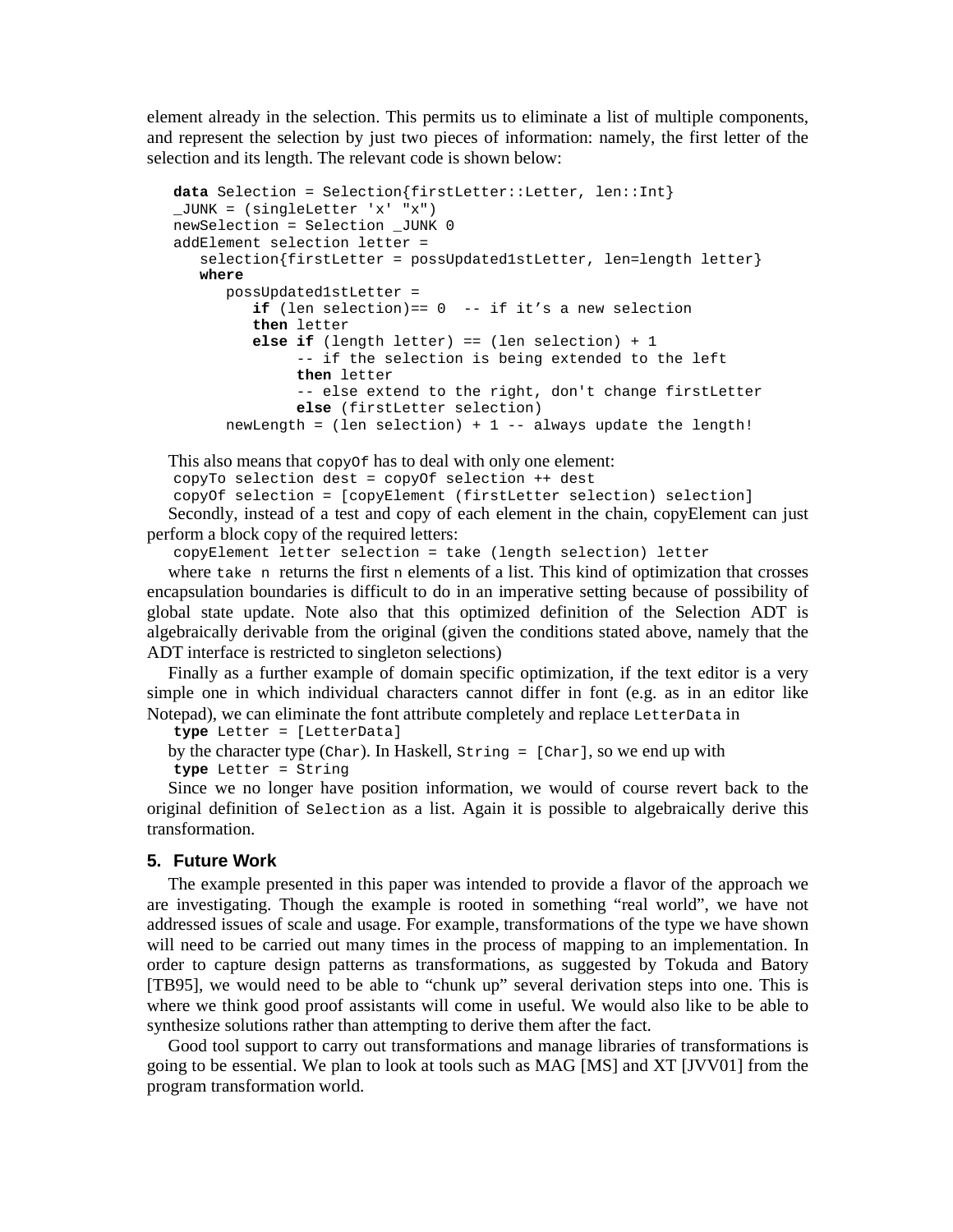element already in the selection. This permits us to eliminate a list of multiple components, and represent the selection by just two pieces of information: namely, the first letter of the selection and its length. The relevant code is shown below:

```
data Selection = Selection{firstLetter::Letter, len::Int}
_JUNK = (singleLetter 'x' "x")
newSelection = Selection _JUNK 0
addElement selection letter =
   selection{firstLetter = possUpdated1stLetter, len=length letter}
   where
      possUpdated1stLetter =
         if (len selection)== 0  -- if it's a new selection
         then letter
         else if (length letter) == (len selection) + 1
              -- if the selection is being extended to the left
              then letter
              -- else extend to the right, don't change firstLetter
              else (firstLetter selection)
      newLength = (len selection) + 1 -- always update the length!
```

This also means that `copyOf` has to deal with only one element:

```
copyTo selection dest = copyOf selection ++ dest
copyOf selection = [copyElement (firstLetter selection) selection]
```

Secondly, instead of a test and copy of each element in the chain, copyElement can just perform a block copy of the required letters:

```
copyElement letter selection = take (length selection) letter
```

where `take n` returns the first `n` elements of a list. This kind of optimization that crosses encapsulation boundaries is difficult to do in an imperative setting because of possibility of global state update. Note also that this optimized definition of the Selection ADT is algebraically derivable from the original (given the conditions stated above, namely that the ADT interface is restricted to singleton selections)

Finally as a further example of domain specific optimization, if the text editor is a very simple one in which individual characters cannot differ in font (e.g. as in an editor like Notepad), we can eliminate the font attribute completely and replace `LetterData` in

```
type Letter = [LetterData]
```

by the character type (`Char`). In Haskell, `String = [Char]`, so we end up with

```
type Letter = String
```

Since we no longer have position information, we would of course revert back to the original definition of `Selection` as a list. Again it is possible to algebraically derive this transformation.

## 5. Future Work

The example presented in this paper was intended to provide a flavor of the approach we are investigating. Though the example is rooted in something "real world", we have not addressed issues of scale and usage. For example, transformations of the type we have shown will need to be carried out many times in the process of mapping to an implementation. In order to capture design patterns as transformations, as suggested by Tokuda and Batory [TB95], we would need to be able to "chunk up" several derivation steps into one. This is where we think good proof assistants will come in useful. We would also like to be able to synthesize solutions rather than attempting to derive them after the fact.

Good tool support to carry out transformations and manage libraries of transformations is going to be essential. We plan to look at tools such as MAG [MS] and XT [JVV01] from the program transformation world.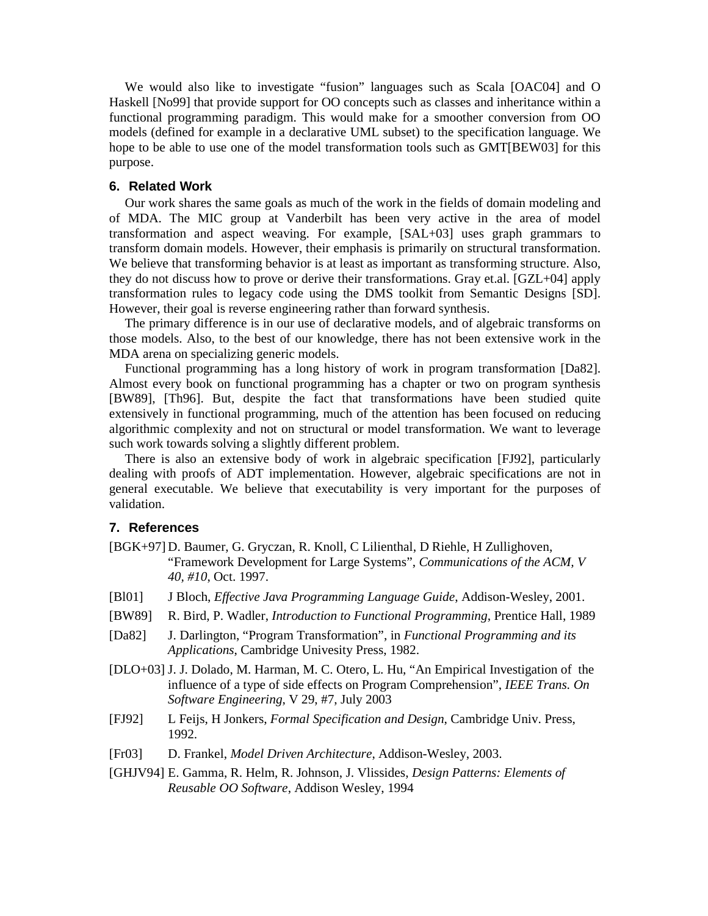We would also like to investigate "fusion" languages such as Scala [OAC04] and O Haskell [No99] that provide support for OO concepts such as classes and inheritance within a functional programming paradigm. This would make for a smoother conversion from OO models (defined for example in a declarative UML subset) to the specification language. We hope to be able to use one of the model transformation tools such as GMT[BEW03] for this purpose.

## 6. Related Work

Our work shares the same goals as much of the work in the fields of domain modeling and of MDA. The MIC group at Vanderbilt has been very active in the area of model transformation and aspect weaving. For example, [SAL+03] uses graph grammars to transform domain models. However, their emphasis is primarily on structural transformation. We believe that transforming behavior is at least as important as transforming structure. Also, they do not discuss how to prove or derive their transformations. Gray et.al. [GZL+04] apply transformation rules to legacy code using the DMS toolkit from Semantic Designs [SD]. However, their goal is reverse engineering rather than forward synthesis.

The primary difference is in our use of declarative models, and of algebraic transforms on those models. Also, to the best of our knowledge, there has not been extensive work in the MDA arena on specializing generic models.

Functional programming has a long history of work in program transformation [Da82]. Almost every book on functional programming has a chapter or two on program synthesis [BW89], [Th96]. But, despite the fact that transformations have been studied quite extensively in functional programming, much of the attention has been focused on reducing algorithmic complexity and not on structural or model transformation. We want to leverage such work towards solving a slightly different problem.

There is also an extensive body of work in algebraic specification [FJ92], particularly dealing with proofs of ADT implementation. However, algebraic specifications are not in general executable. We believe that executability is very important for the purposes of validation.

## 7. References

[BGK+97] D. Baumer, G. Gryczan, R. Knoll, C Lilienthal, D Riehle, H Zullighoven, "Framework Development for Large Systems", *Communications of the ACM, V 40, #10*, Oct. 1997.

[Bl01] J Bloch, *Effective Java Programming Language Guide*, Addison-Wesley, 2001.

[BW89] R. Bird, P. Wadler, *Introduction to Functional Programming*, Prentice Hall, 1989

[Da82] J. Darlington, "Program Transformation", in *Functional Programming and its Applications*, Cambridge Univesity Press, 1982.

[DLO+03] J. J. Dolado, M. Harman, M. C. Otero, L. Hu, "An Empirical Investigation of the influence of a type of side effects on Program Comprehension", *IEEE Trans. On Software Engineering*, V 29, #7, July 2003

[FJ92] L Feijs, H Jonkers, *Formal Specification and Design*, Cambridge Univ. Press, 1992.

[Fr03] D. Frankel, *Model Driven Architecture*, Addison-Wesley, 2003.

[GHJV94] E. Gamma, R. Helm, R. Johnson, J. Vlissides, *Design Patterns: Elements of Reusable OO Software*, Addison Wesley, 1994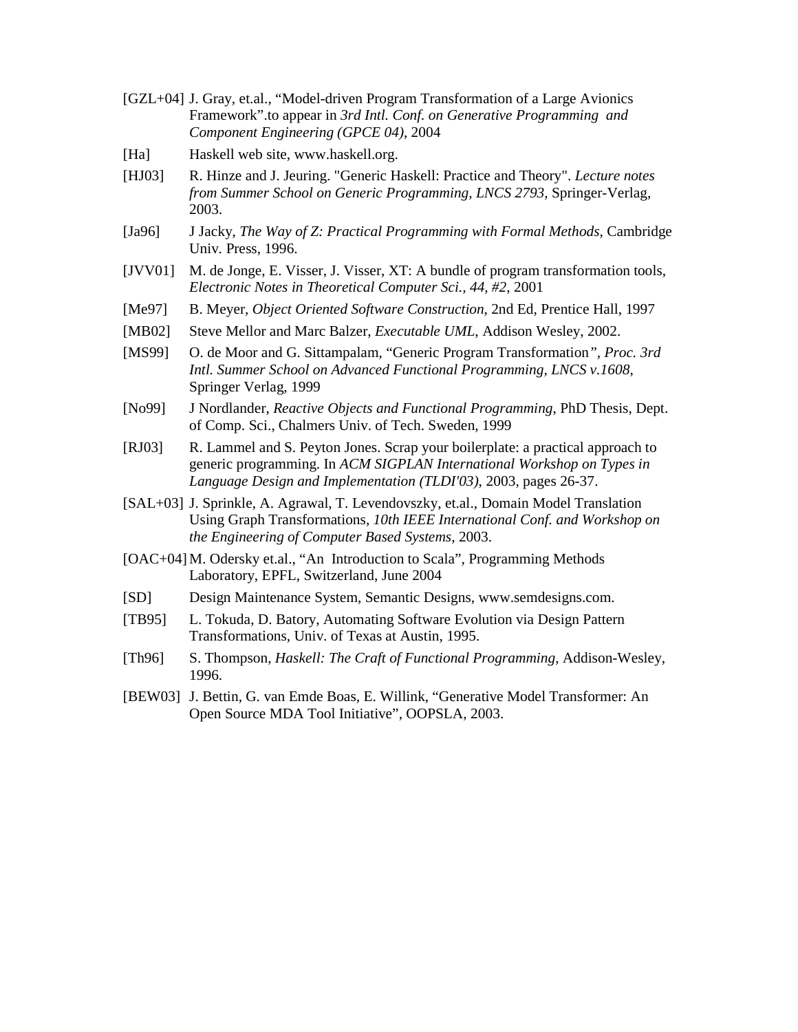[GZL+04] J. Gray, et.al., “Model-driven Program Transformation of a Large Avionics Framework”.to appear in *3rd Intl. Conf. on Generative Programming and Component Engineering (GPCE 04)*, 2004

[Ha] Haskell web site, www.haskell.org.

[HJ03] R. Hinze and J. Jeuring. "Generic Haskell: Practice and Theory". *Lecture notes from Summer School on Generic Programming, LNCS 2793*, Springer-Verlag, 2003.

[Ja96] J Jacky, *The Way of Z: Practical Programming with Formal Methods*, Cambridge Univ. Press, 1996.

[JVV01] M. de Jonge, E. Visser, J. Visser, XT: A bundle of program transformation tools, *Electronic Notes in Theoretical Computer Sci., 44, #2*, 2001

[Me97] B. Meyer, *Object Oriented Software Construction*, 2nd Ed, Prentice Hall, 1997

[MB02] Steve Mellor and Marc Balzer, *Executable UML*, Addison Wesley, 2002.

[MS99] O. de Moor and G. Sittampalam, “Generic Program Transformation”, *Proc. 3rd Intl. Summer School on Advanced Functional Programming, LNCS v.1608*, Springer Verlag, 1999

[No99] J Nordlander, *Reactive Objects and Functional Programming*, PhD Thesis, Dept. of Comp. Sci., Chalmers Univ. of Tech. Sweden, 1999

[RJ03] R. Lammel and S. Peyton Jones. Scrap your boilerplate: a practical approach to generic programming. In *ACM SIGPLAN International Workshop on Types in Language Design and Implementation (TLDI'03)*, 2003, pages 26-37.

[SAL+03] J. Sprinkle, A. Agrawal, T. Levendovszky, et.al., Domain Model Translation Using Graph Transformations, *10th IEEE International Conf. and Workshop on the Engineering of Computer Based Systems*, 2003.

[OAC+04] M. Odersky et.al., “An Introduction to Scala”, Programming Methods Laboratory, EPFL, Switzerland, June 2004

[SD] Design Maintenance System, Semantic Designs, www.semdesigns.com.

[TB95] L. Tokuda, D. Batory, Automating Software Evolution via Design Pattern Transformations, Univ. of Texas at Austin, 1995.

[Th96] S. Thompson, *Haskell: The Craft of Functional Programming*, Addison-Wesley, 1996.

[BEW03] J. Bettin, G. van Emde Boas, E. Willink, “Generative Model Transformer: An Open Source MDA Tool Initiative”, OOPSLA, 2003.